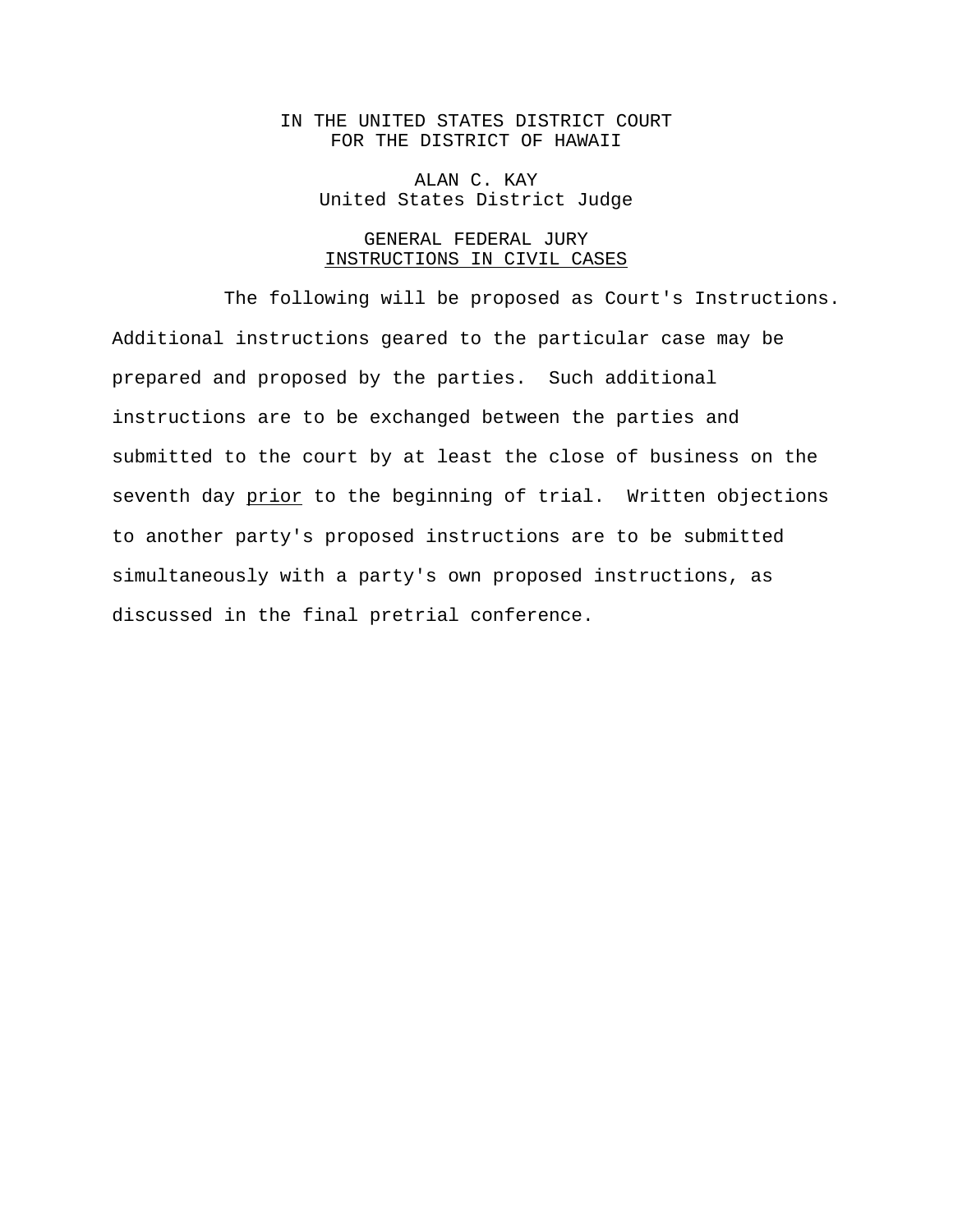IN THE UNITED STATES DISTRICT COURT
FOR THE DISTRICT OF HAWAII

ALAN C. KAY
United States District Judge

GENERAL FEDERAL JURY
INSTRUCTIONS IN CIVIL CASES

The following will be proposed as Court's Instructions. Additional instructions geared to the particular case may be prepared and proposed by the parties. Such additional instructions are to be exchanged between the parties and submitted to the court by at least the close of business on the seventh day prior to the beginning of trial. Written objections to another party's proposed instructions are to be submitted simultaneously with a party's own proposed instructions, as discussed in the final pretrial conference.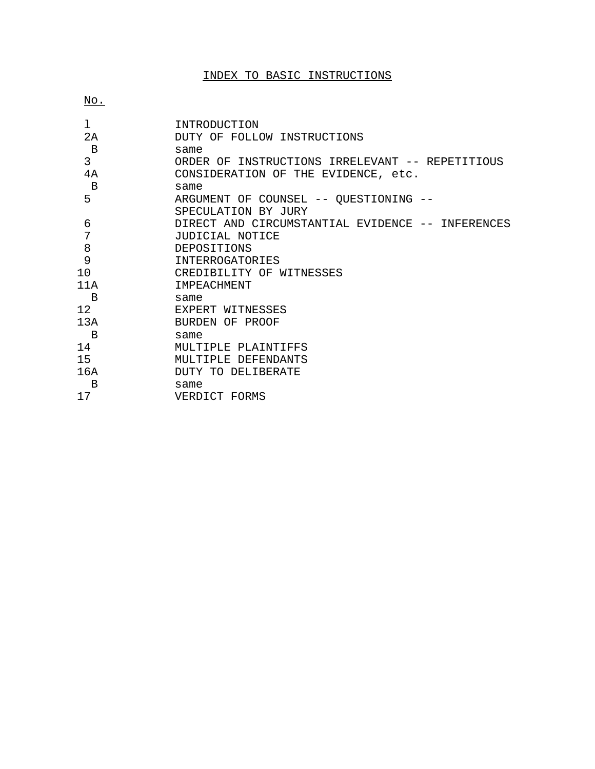# INDEX TO BASIC INSTRUCTIONS

| No. | |
|---|---|
| l | INTRODUCTION |
| 2A | DUTY OF FOLLOW INSTRUCTIONS |
| B | same |
| 3 | ORDER OF INSTRUCTIONS IRRELEVANT -- REPETITIOUS |
| 4A | CONSIDERATION OF THE EVIDENCE, etc. |
| B | same |
| 5 | ARGUMENT OF COUNSEL -- QUESTIONING -- SPECULATION BY JURY |
| 6 | DIRECT AND CIRCUMSTANTIAL EVIDENCE -- INFERENCES |
| 7 | JUDICIAL NOTICE |
| 8 | DEPOSITIONS |
| 9 | INTERROGATORIES |
| 10 | CREDIBILITY OF WITNESSES |
| 11A | IMPEACHMENT |
| B | same |
| 12 | EXPERT WITNESSES |
| 13A | BURDEN OF PROOF |
| B | same |
| 14 | MULTIPLE PLAINTIFFS |
| 15 | MULTIPLE DEFENDANTS |
| 16A | DUTY TO DELIBERATE |
| B | same |
| 17 | VERDICT FORMS |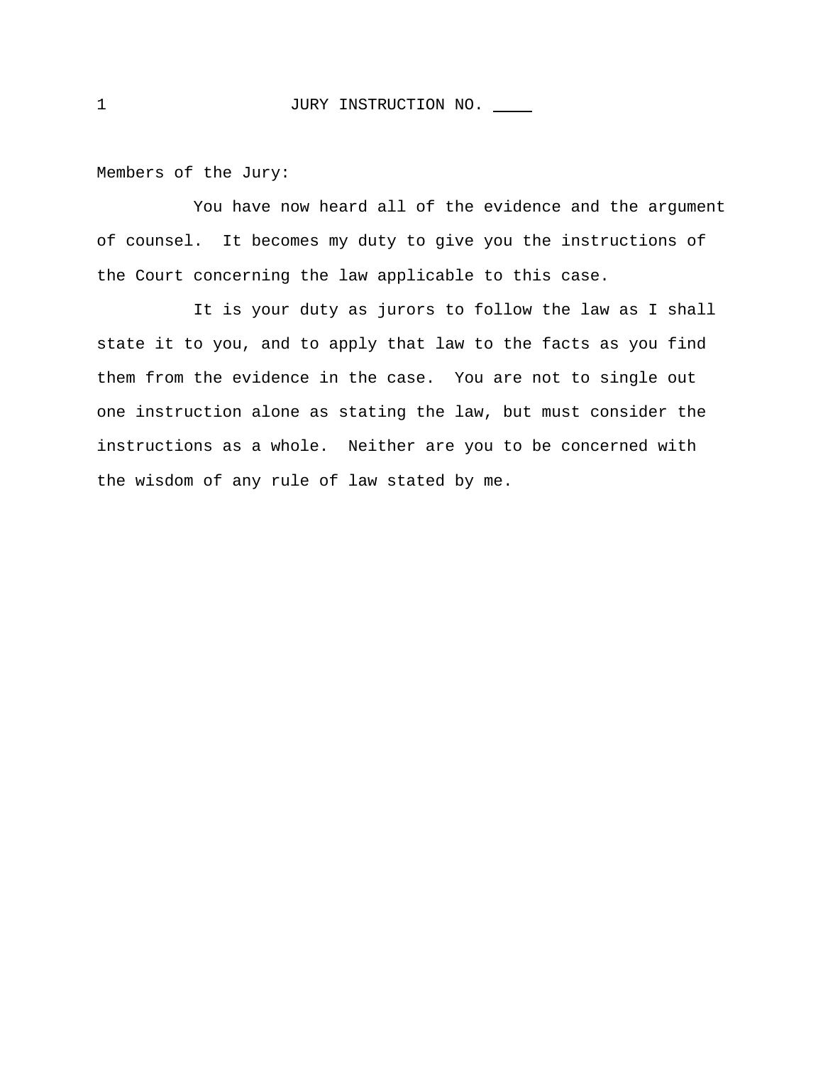# JURY INSTRUCTION NO. ____

Members of the Jury:

You have now heard all of the evidence and the argument of counsel. It becomes my duty to give you the instructions of the Court concerning the law applicable to this case.

It is your duty as jurors to follow the law as I shall state it to you, and to apply that law to the facts as you find them from the evidence in the case. You are not to single out one instruction alone as stating the law, but must consider the instructions as a whole. Neither are you to be concerned with the wisdom of any rule of law stated by me.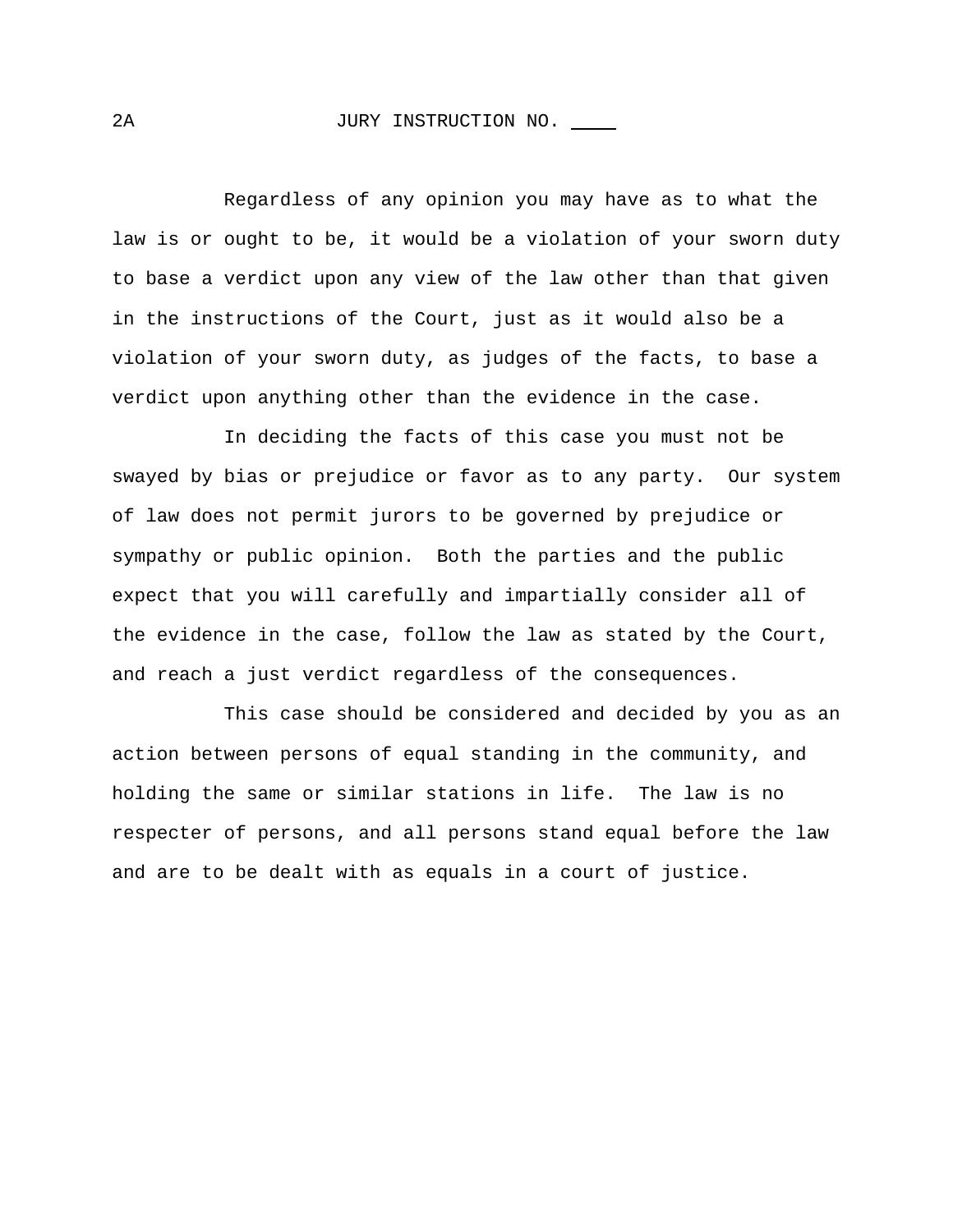2A JURY INSTRUCTION NO. ____

Regardless of any opinion you may have as to what the law is or ought to be, it would be a violation of your sworn duty to base a verdict upon any view of the law other than that given in the instructions of the Court, just as it would also be a violation of your sworn duty, as judges of the facts, to base a verdict upon anything other than the evidence in the case.

In deciding the facts of this case you must not be swayed by bias or prejudice or favor as to any party. Our system of law does not permit jurors to be governed by prejudice or sympathy or public opinion. Both the parties and the public expect that you will carefully and impartially consider all of the evidence in the case, follow the law as stated by the Court, and reach a just verdict regardless of the consequences.

This case should be considered and decided by you as an action between persons of equal standing in the community, and holding the same or similar stations in life. The law is no respecter of persons, and all persons stand equal before the law and are to be dealt with as equals in a court of justice.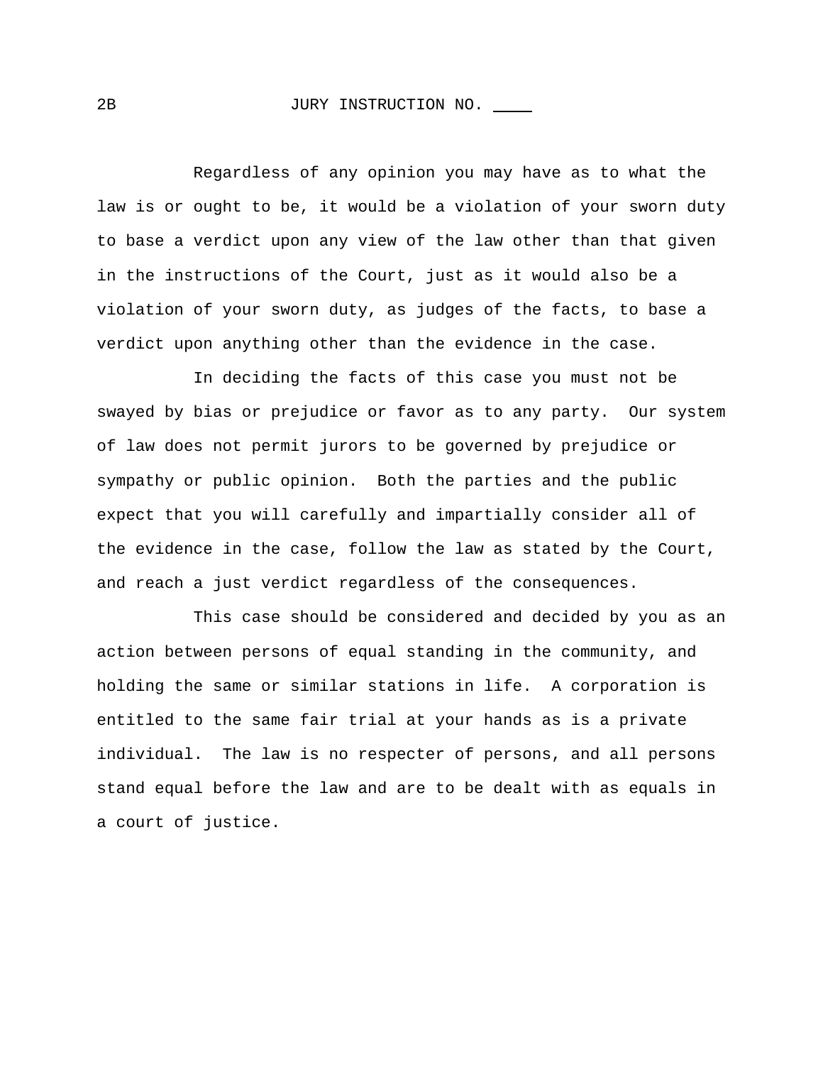2B JURY INSTRUCTION NO. ____

Regardless of any opinion you may have as to what the law is or ought to be, it would be a violation of your sworn duty to base a verdict upon any view of the law other than that given in the instructions of the Court, just as it would also be a violation of your sworn duty, as judges of the facts, to base a verdict upon anything other than the evidence in the case.

In deciding the facts of this case you must not be swayed by bias or prejudice or favor as to any party. Our system of law does not permit jurors to be governed by prejudice or sympathy or public opinion. Both the parties and the public expect that you will carefully and impartially consider all of the evidence in the case, follow the law as stated by the Court, and reach a just verdict regardless of the consequences.

This case should be considered and decided by you as an action between persons of equal standing in the community, and holding the same or similar stations in life. A corporation is entitled to the same fair trial at your hands as is a private individual. The law is no respecter of persons, and all persons stand equal before the law and are to be dealt with as equals in a court of justice.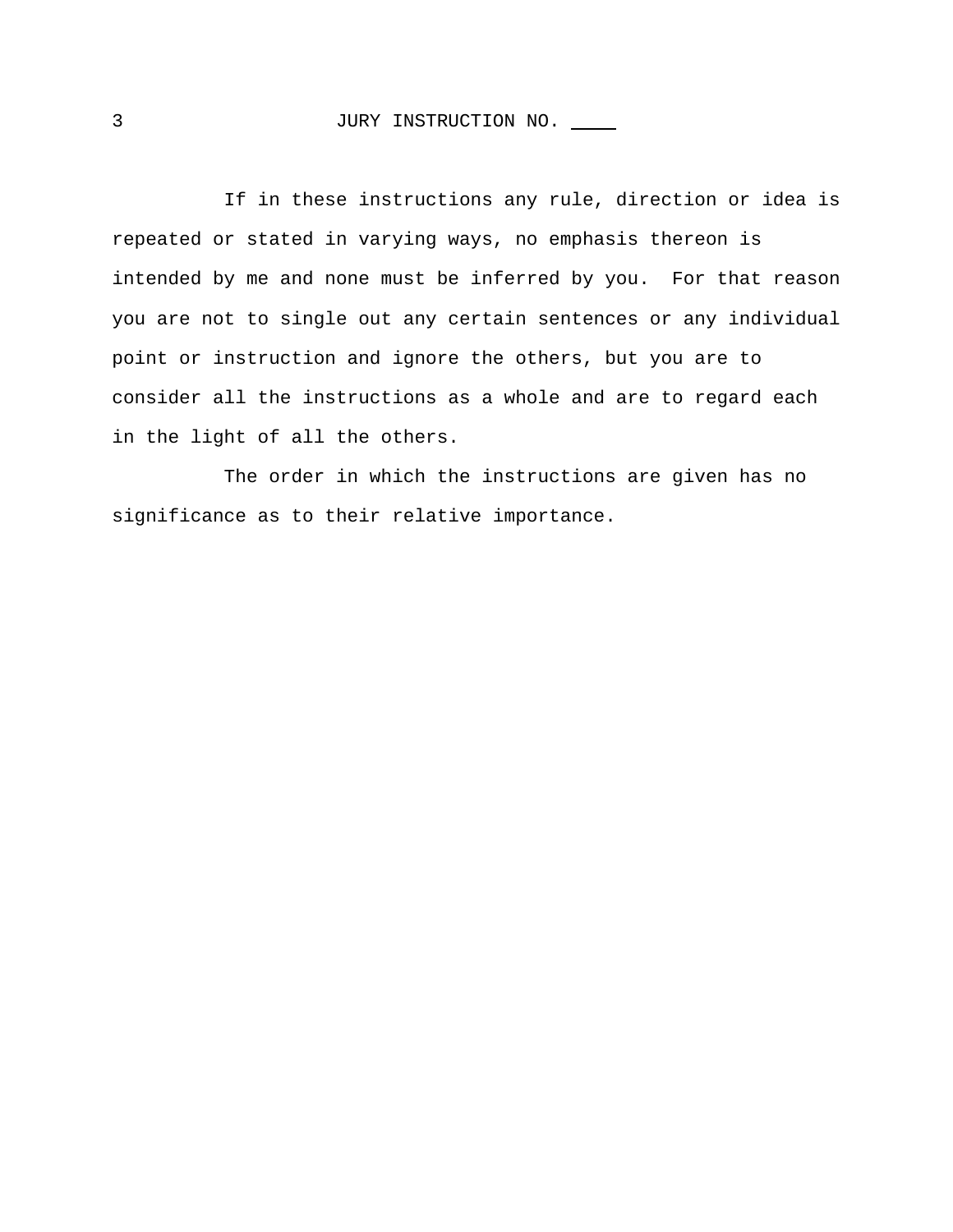JURY INSTRUCTION NO. ____

If in these instructions any rule, direction or idea is repeated or stated in varying ways, no emphasis thereon is intended by me and none must be inferred by you. For that reason you are not to single out any certain sentences or any individual point or instruction and ignore the others, but you are to consider all the instructions as a whole and are to regard each in the light of all the others.

The order in which the instructions are given has no significance as to their relative importance.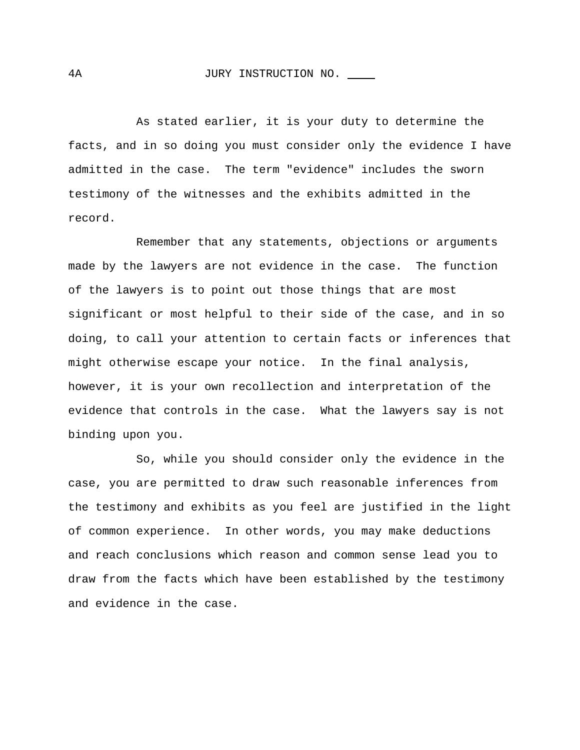4A

# JURY INSTRUCTION NO. ____

As stated earlier, it is your duty to determine the facts, and in so doing you must consider only the evidence I have admitted in the case. The term "evidence" includes the sworn testimony of the witnesses and the exhibits admitted in the record.

Remember that any statements, objections or arguments made by the lawyers are not evidence in the case. The function of the lawyers is to point out those things that are most significant or most helpful to their side of the case, and in so doing, to call your attention to certain facts or inferences that might otherwise escape your notice. In the final analysis, however, it is your own recollection and interpretation of the evidence that controls in the case. What the lawyers say is not binding upon you.

So, while you should consider only the evidence in the case, you are permitted to draw such reasonable inferences from the testimony and exhibits as you feel are justified in the light of common experience. In other words, you may make deductions and reach conclusions which reason and common sense lead you to draw from the facts which have been established by the testimony and evidence in the case.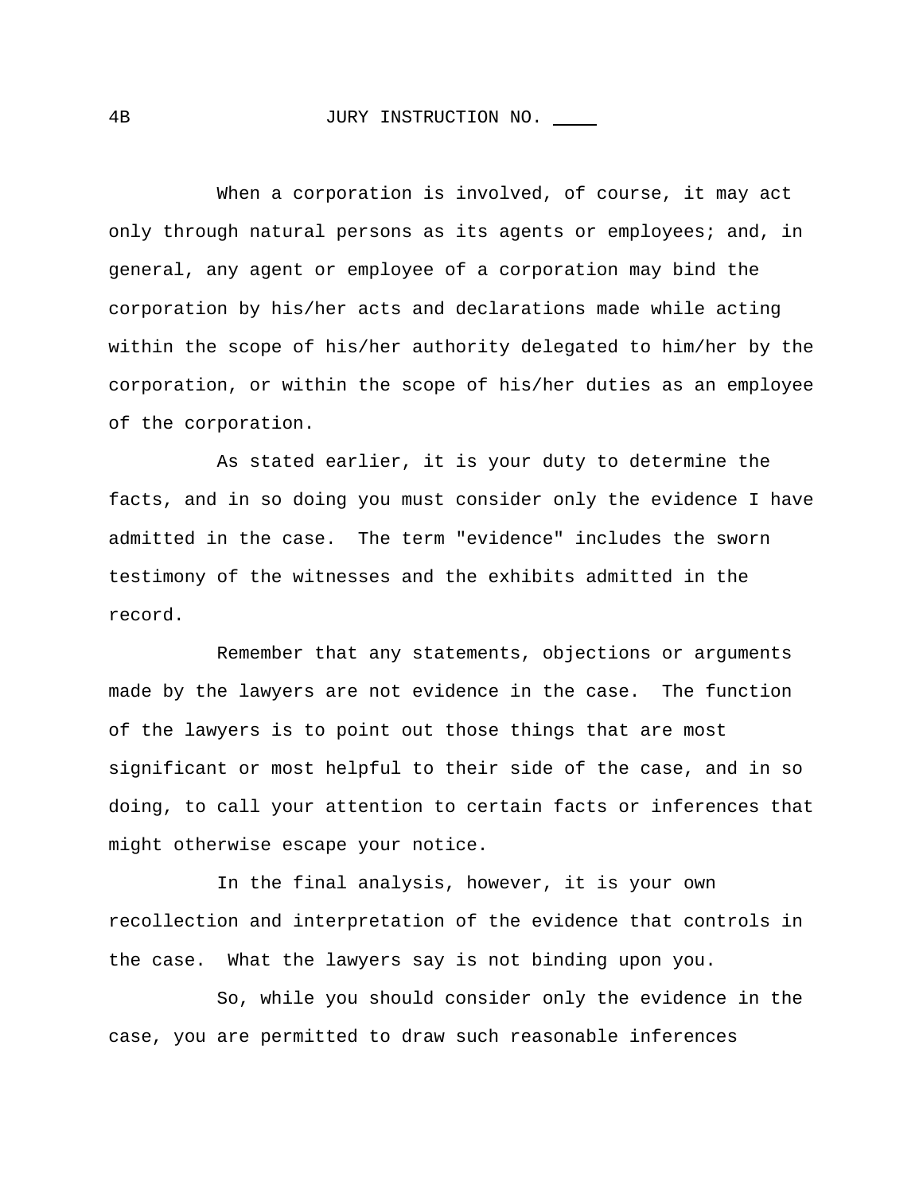4B JURY INSTRUCTION NO. ____

When a corporation is involved, of course, it may act only through natural persons as its agents or employees; and, in general, any agent or employee of a corporation may bind the corporation by his/her acts and declarations made while acting within the scope of his/her authority delegated to him/her by the corporation, or within the scope of his/her duties as an employee of the corporation.

As stated earlier, it is your duty to determine the facts, and in so doing you must consider only the evidence I have admitted in the case. The term "evidence" includes the sworn testimony of the witnesses and the exhibits admitted in the record.

Remember that any statements, objections or arguments made by the lawyers are not evidence in the case. The function of the lawyers is to point out those things that are most significant or most helpful to their side of the case, and in so doing, to call your attention to certain facts or inferences that might otherwise escape your notice.

In the final analysis, however, it is your own recollection and interpretation of the evidence that controls in the case. What the lawyers say is not binding upon you.

So, while you should consider only the evidence in the case, you are permitted to draw such reasonable inferences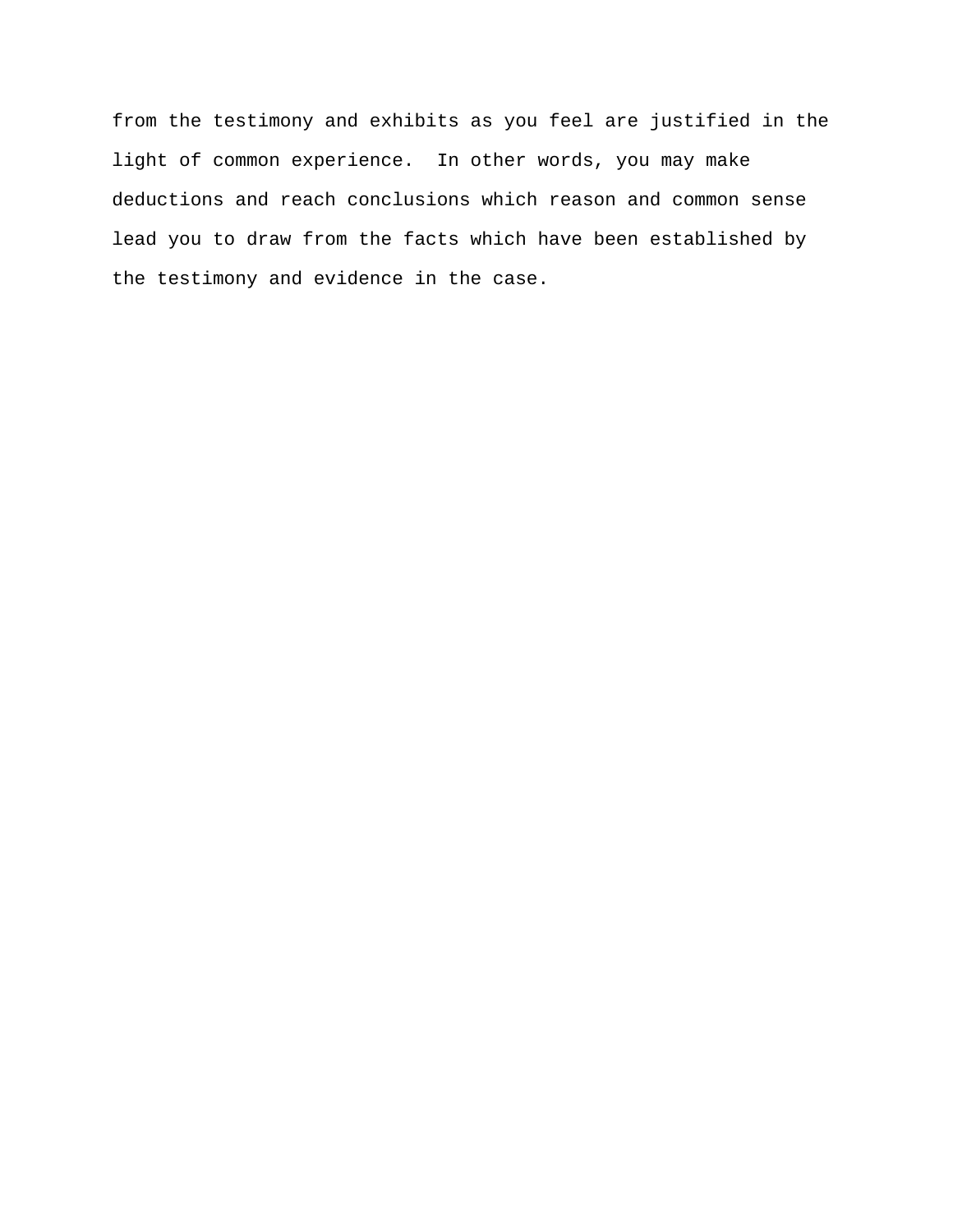from the testimony and exhibits as you feel are justified in the light of common experience. In other words, you may make deductions and reach conclusions which reason and common sense lead you to draw from the facts which have been established by the testimony and evidence in the case.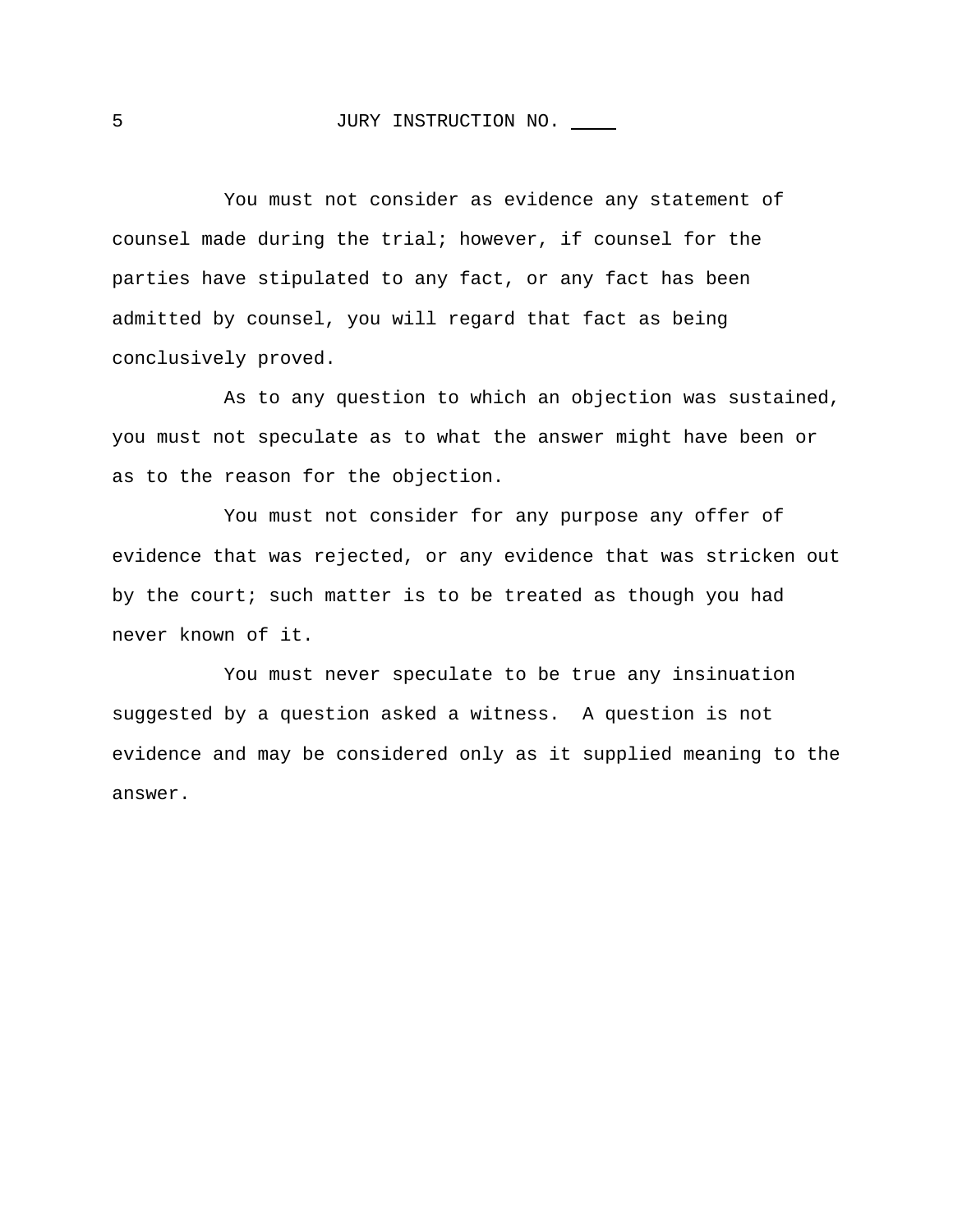JURY INSTRUCTION NO. ____

You must not consider as evidence any statement of counsel made during the trial; however, if counsel for the parties have stipulated to any fact, or any fact has been admitted by counsel, you will regard that fact as being conclusively proved.

As to any question to which an objection was sustained, you must not speculate as to what the answer might have been or as to the reason for the objection.

You must not consider for any purpose any offer of evidence that was rejected, or any evidence that was stricken out by the court; such matter is to be treated as though you had never known of it.

You must never speculate to be true any insinuation suggested by a question asked a witness. A question is not evidence and may be considered only as it supplied meaning to the answer.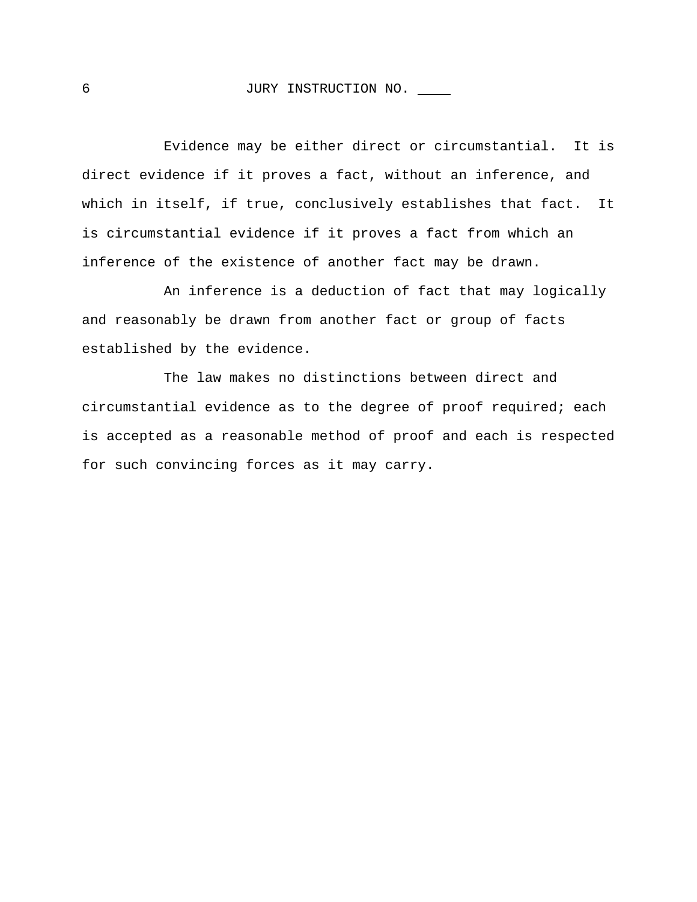JURY INSTRUCTION NO. ____

Evidence may be either direct or circumstantial. It is direct evidence if it proves a fact, without an inference, and which in itself, if true, conclusively establishes that fact. It is circumstantial evidence if it proves a fact from which an inference of the existence of another fact may be drawn.

An inference is a deduction of fact that may logically and reasonably be drawn from another fact or group of facts established by the evidence.

The law makes no distinctions between direct and circumstantial evidence as to the degree of proof required; each is accepted as a reasonable method of proof and each is respected for such convincing forces as it may carry.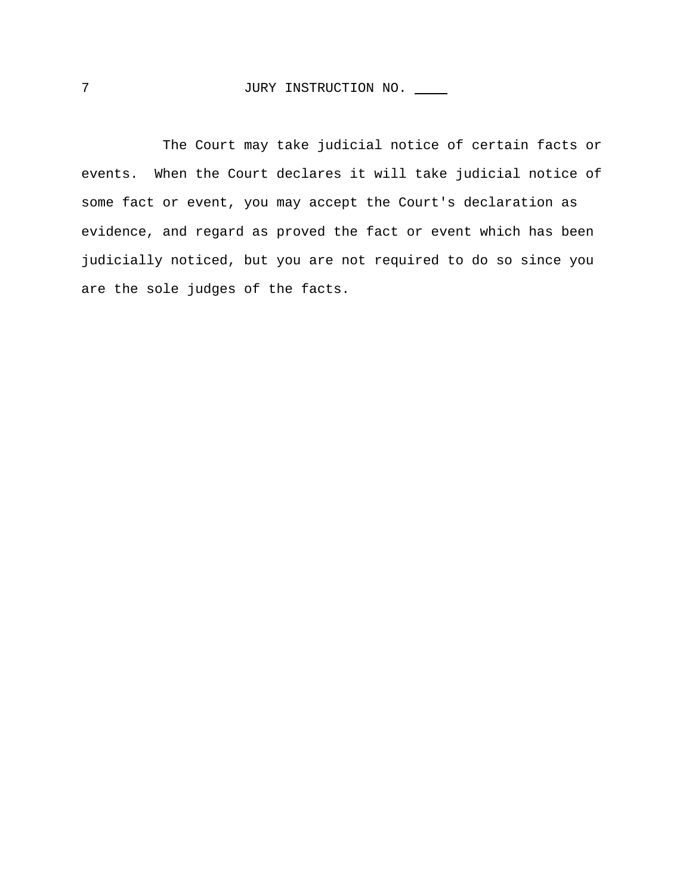JURY INSTRUCTION NO. ____

The Court may take judicial notice of certain facts or events. When the Court declares it will take judicial notice of some fact or event, you may accept the Court's declaration as evidence, and regard as proved the fact or event which has been judicially noticed, but you are not required to do so since you are the sole judges of the facts.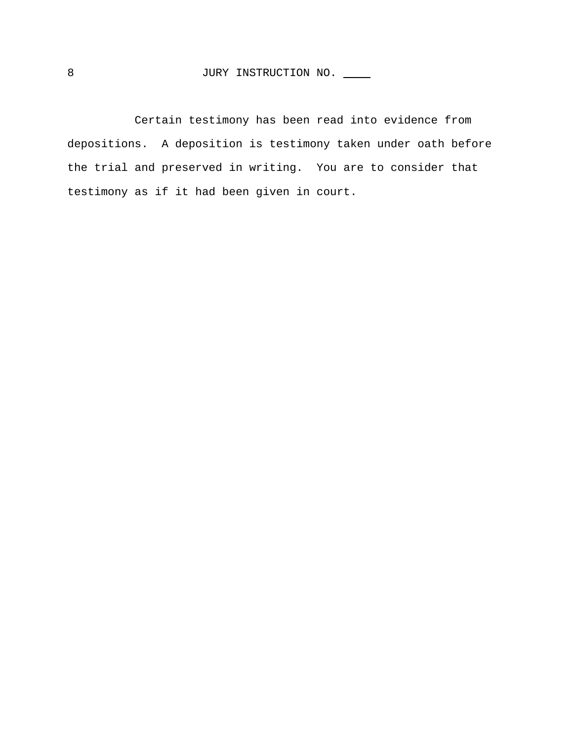JURY INSTRUCTION NO. ____

Certain testimony has been read into evidence from depositions. A deposition is testimony taken under oath before the trial and preserved in writing. You are to consider that testimony as if it had been given in court.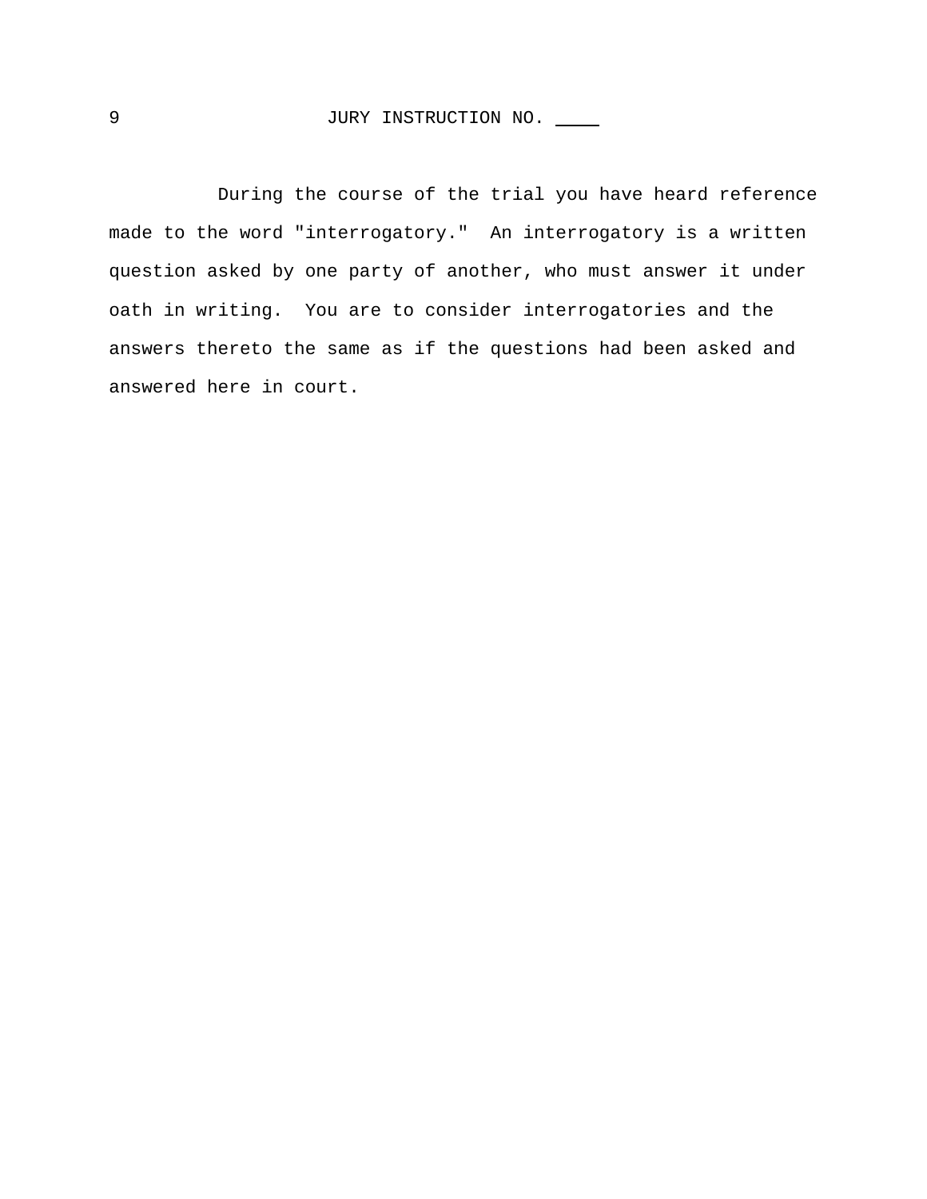## JURY INSTRUCTION NO. ____

During the course of the trial you have heard reference made to the word "interrogatory." An interrogatory is a written question asked by one party of another, who must answer it under oath in writing. You are to consider interrogatories and the answers thereto the same as if the questions had been asked and answered here in court.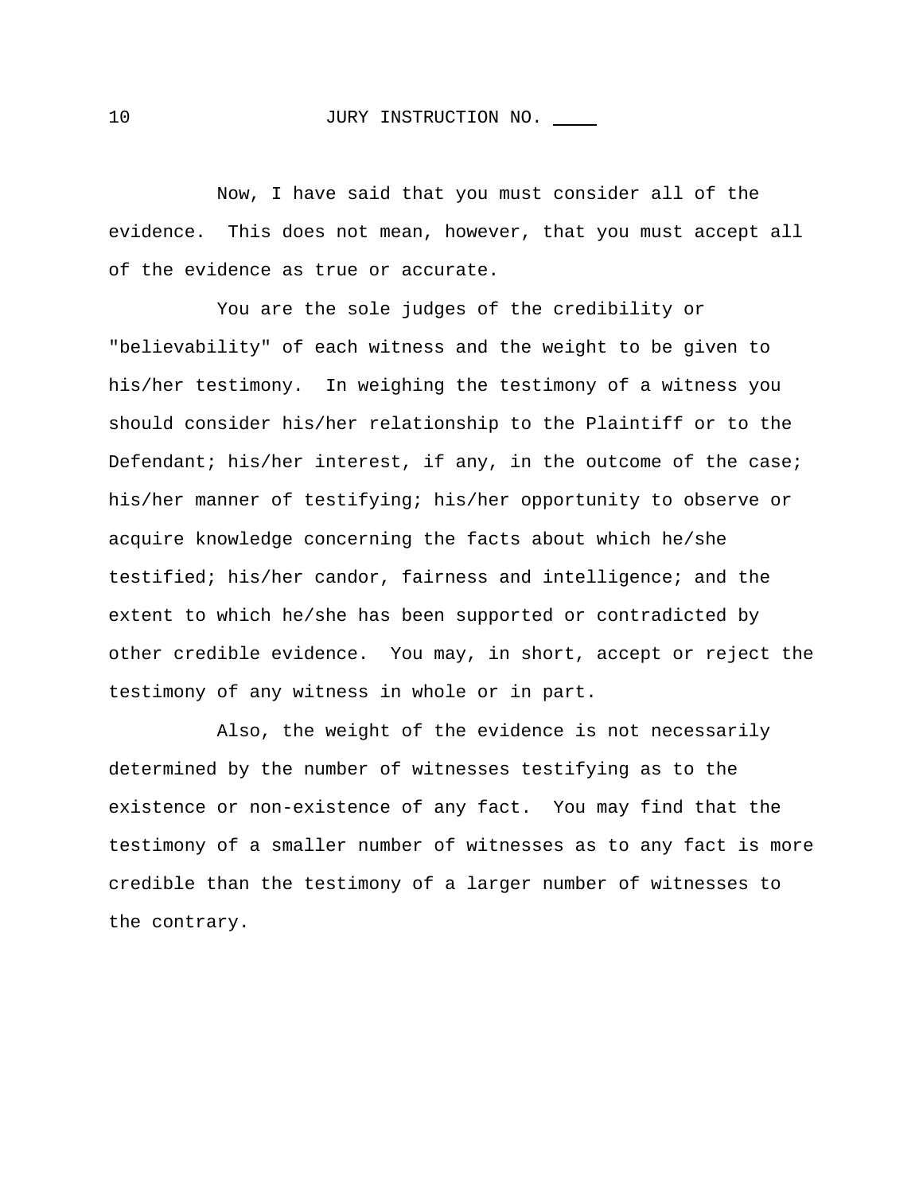# JURY INSTRUCTION NO. ____

Now, I have said that you must consider all of the evidence. This does not mean, however, that you must accept all of the evidence as true or accurate.

You are the sole judges of the credibility or "believability" of each witness and the weight to be given to his/her testimony. In weighing the testimony of a witness you should consider his/her relationship to the Plaintiff or to the Defendant; his/her interest, if any, in the outcome of the case; his/her manner of testifying; his/her opportunity to observe or acquire knowledge concerning the facts about which he/she testified; his/her candor, fairness and intelligence; and the extent to which he/she has been supported or contradicted by other credible evidence. You may, in short, accept or reject the testimony of any witness in whole or in part.

Also, the weight of the evidence is not necessarily determined by the number of witnesses testifying as to the existence or non-existence of any fact. You may find that the testimony of a smaller number of witnesses as to any fact is more credible than the testimony of a larger number of witnesses to the contrary.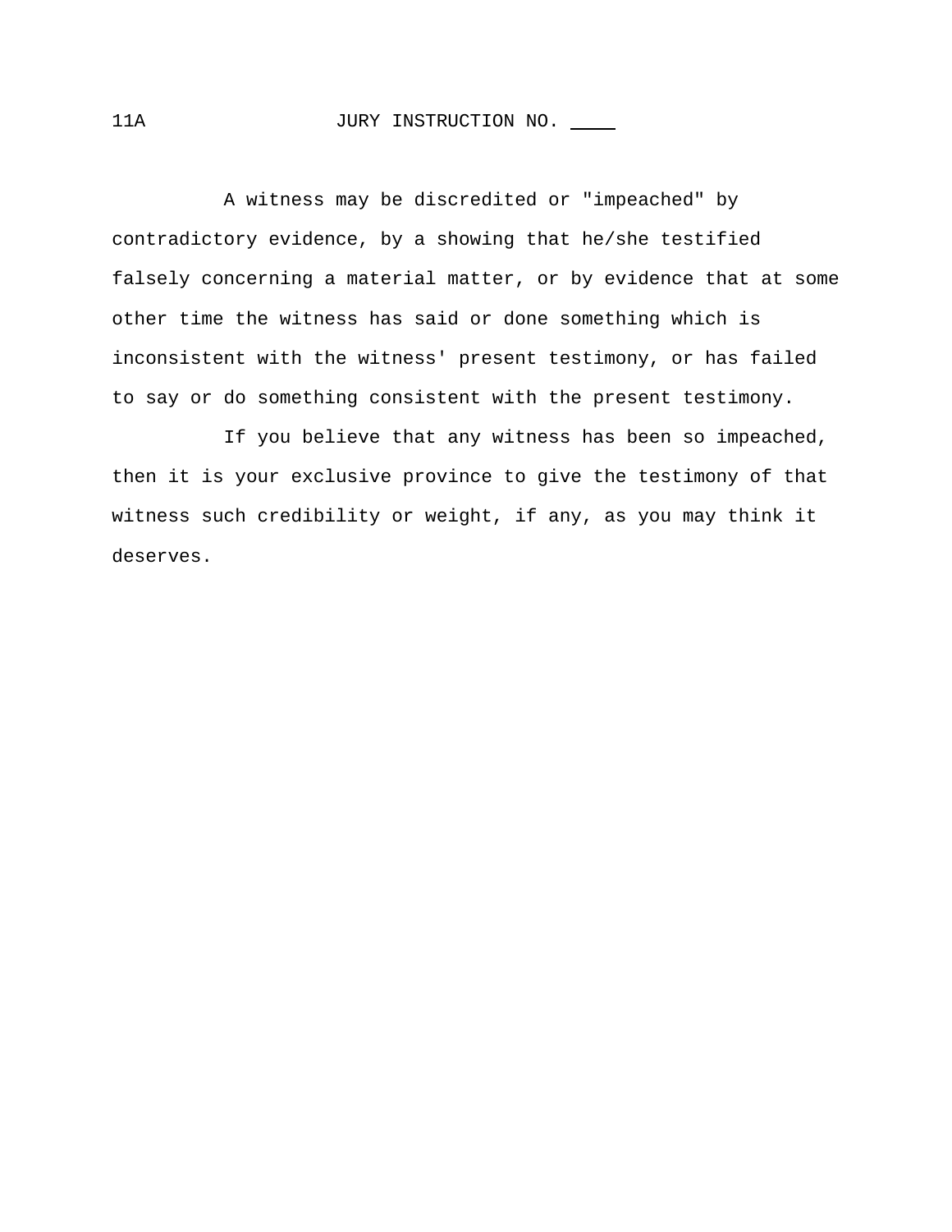11A JURY INSTRUCTION NO. ____

A witness may be discredited or "impeached" by contradictory evidence, by a showing that he/she testified falsely concerning a material matter, or by evidence that at some other time the witness has said or done something which is inconsistent with the witness' present testimony, or has failed to say or do something consistent with the present testimony.

If you believe that any witness has been so impeached, then it is your exclusive province to give the testimony of that witness such credibility or weight, if any, as you may think it deserves.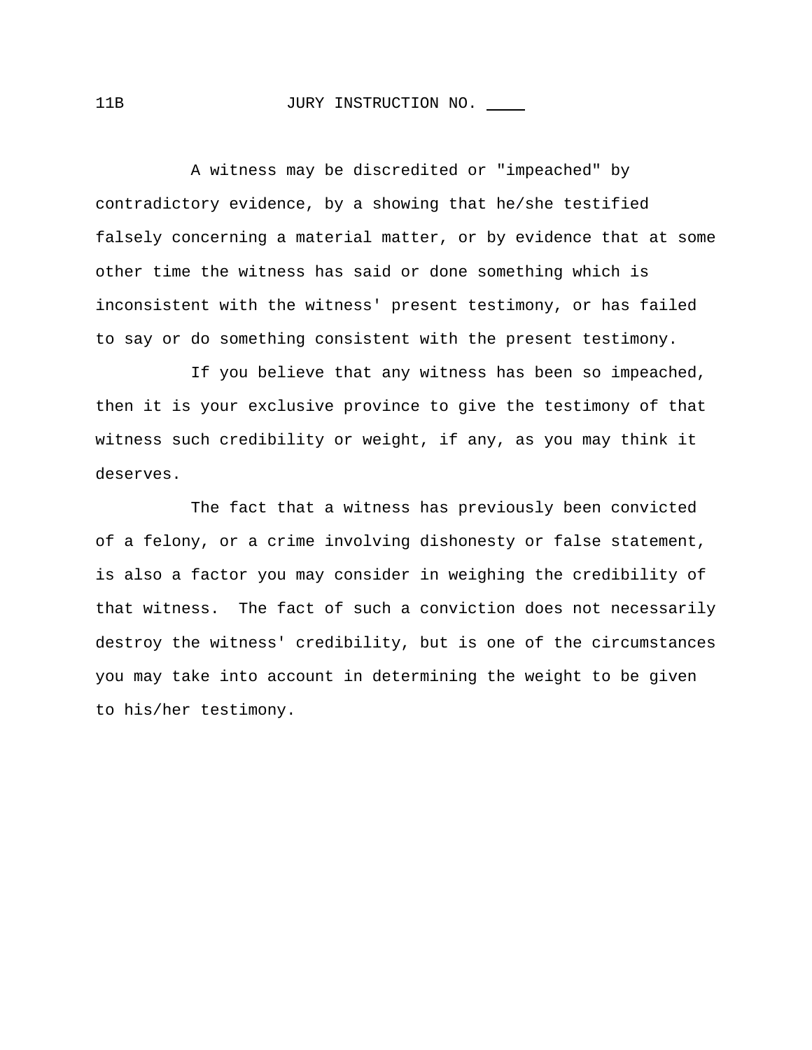11B JURY INSTRUCTION NO. ____

A witness may be discredited or "impeached" by contradictory evidence, by a showing that he/she testified falsely concerning a material matter, or by evidence that at some other time the witness has said or done something which is inconsistent with the witness' present testimony, or has failed to say or do something consistent with the present testimony.

If you believe that any witness has been so impeached, then it is your exclusive province to give the testimony of that witness such credibility or weight, if any, as you may think it deserves.

The fact that a witness has previously been convicted of a felony, or a crime involving dishonesty or false statement, is also a factor you may consider in weighing the credibility of that witness. The fact of such a conviction does not necessarily destroy the witness' credibility, but is one of the circumstances you may take into account in determining the weight to be given to his/her testimony.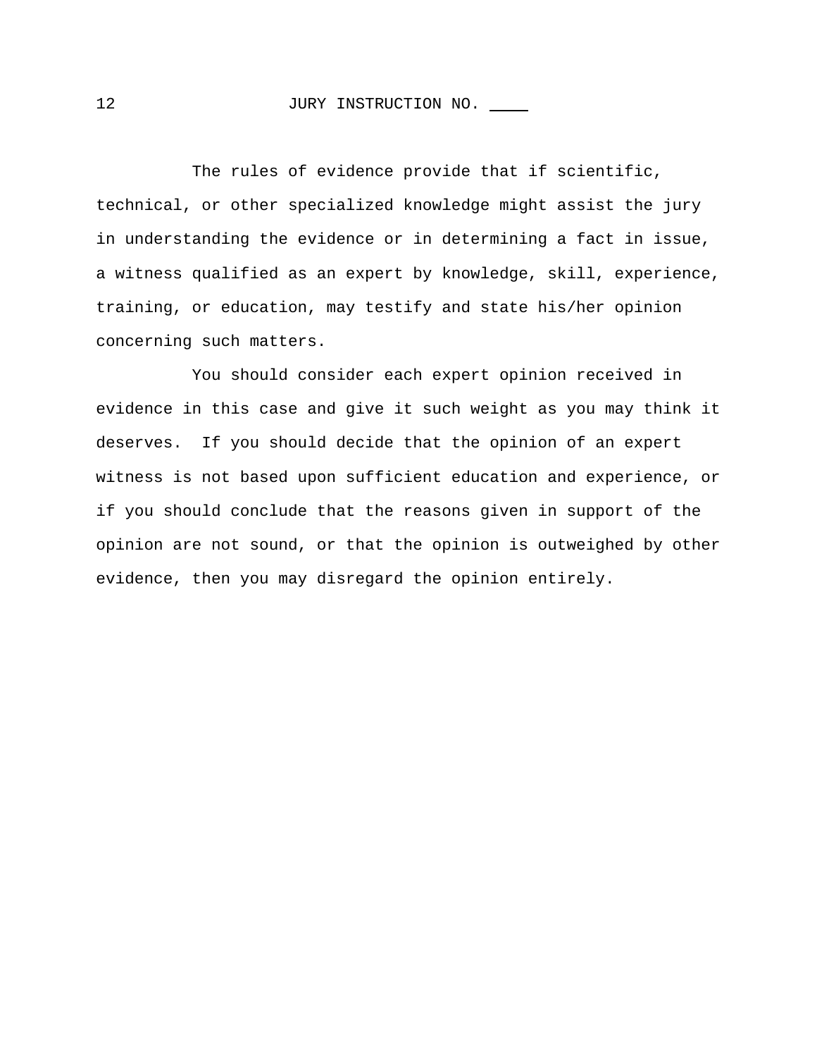JURY INSTRUCTION NO. ____

The rules of evidence provide that if scientific, technical, or other specialized knowledge might assist the jury in understanding the evidence or in determining a fact in issue, a witness qualified as an expert by knowledge, skill, experience, training, or education, may testify and state his/her opinion concerning such matters.

You should consider each expert opinion received in evidence in this case and give it such weight as you may think it deserves. If you should decide that the opinion of an expert witness is not based upon sufficient education and experience, or if you should conclude that the reasons given in support of the opinion are not sound, or that the opinion is outweighed by other evidence, then you may disregard the opinion entirely.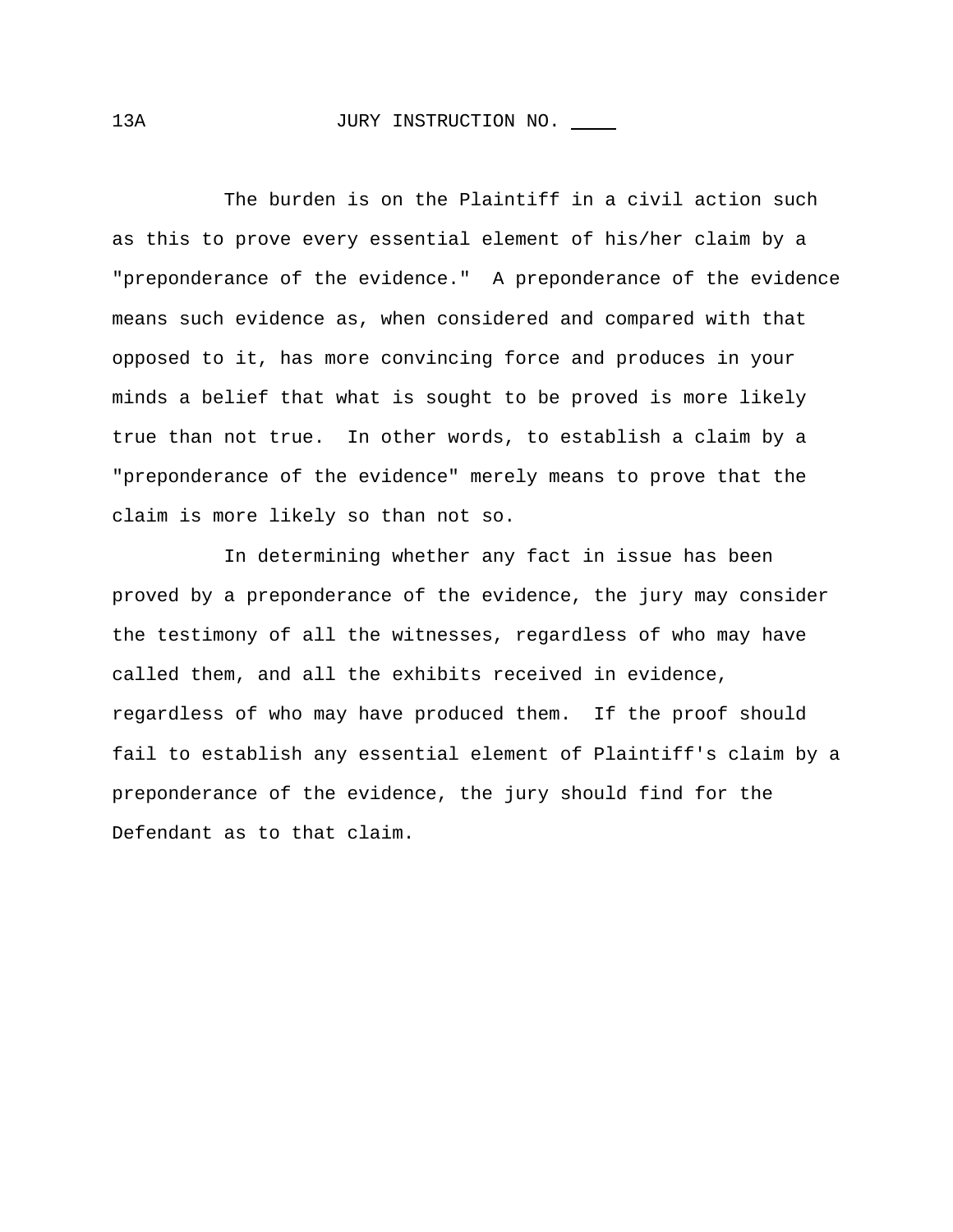13A JURY INSTRUCTION NO. ____

The burden is on the Plaintiff in a civil action such as this to prove every essential element of his/her claim by a "preponderance of the evidence." A preponderance of the evidence means such evidence as, when considered and compared with that opposed to it, has more convincing force and produces in your minds a belief that what is sought to be proved is more likely true than not true. In other words, to establish a claim by a "preponderance of the evidence" merely means to prove that the claim is more likely so than not so.

In determining whether any fact in issue has been proved by a preponderance of the evidence, the jury may consider the testimony of all the witnesses, regardless of who may have called them, and all the exhibits received in evidence, regardless of who may have produced them. If the proof should fail to establish any essential element of Plaintiff's claim by a preponderance of the evidence, the jury should find for the Defendant as to that claim.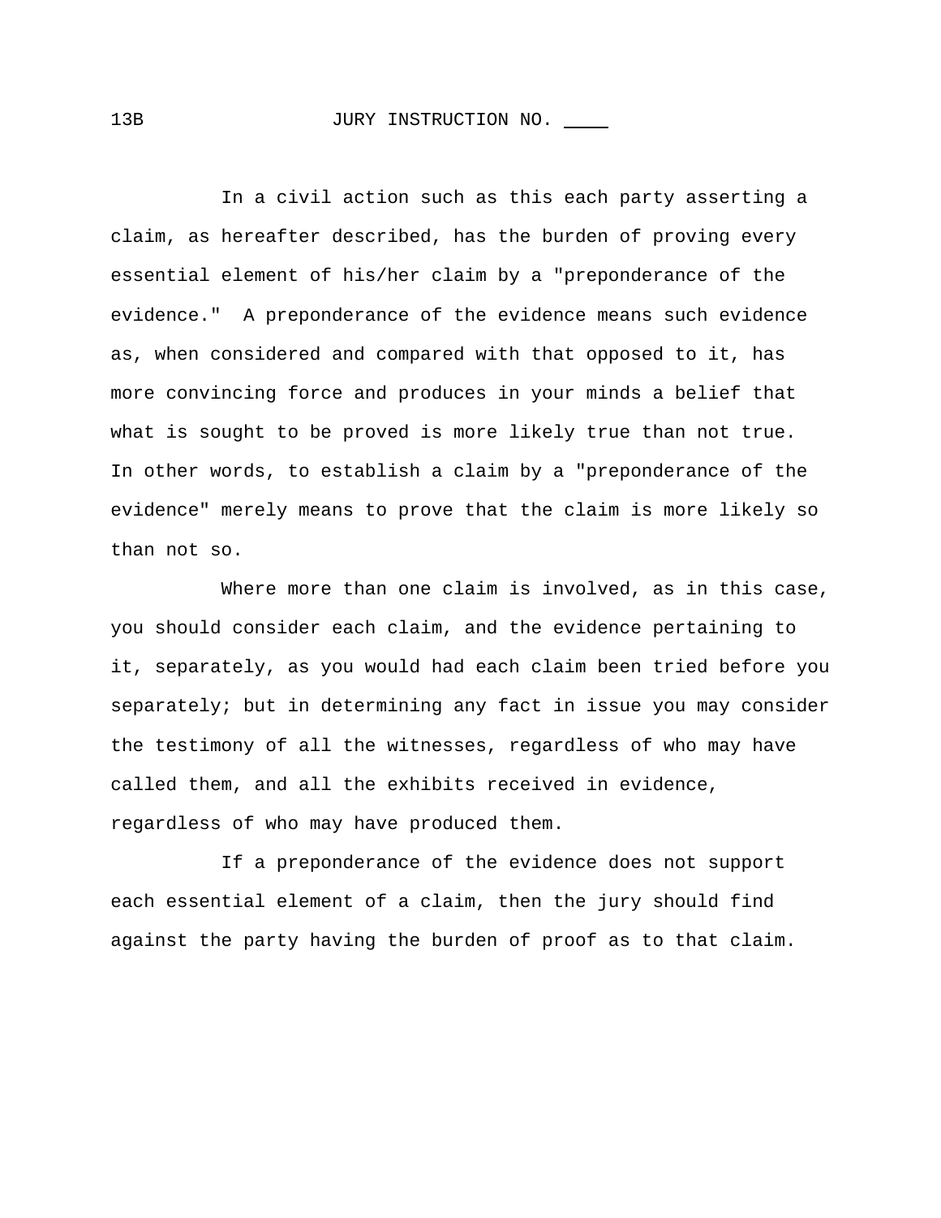13B JURY INSTRUCTION NO. ____

In a civil action such as this each party asserting a claim, as hereafter described, has the burden of proving every essential element of his/her claim by a "preponderance of the evidence." A preponderance of the evidence means such evidence as, when considered and compared with that opposed to it, has more convincing force and produces in your minds a belief that what is sought to be proved is more likely true than not true. In other words, to establish a claim by a "preponderance of the evidence" merely means to prove that the claim is more likely so than not so.

Where more than one claim is involved, as in this case, you should consider each claim, and the evidence pertaining to it, separately, as you would had each claim been tried before you separately; but in determining any fact in issue you may consider the testimony of all the witnesses, regardless of who may have called them, and all the exhibits received in evidence, regardless of who may have produced them.

If a preponderance of the evidence does not support each essential element of a claim, then the jury should find against the party having the burden of proof as to that claim.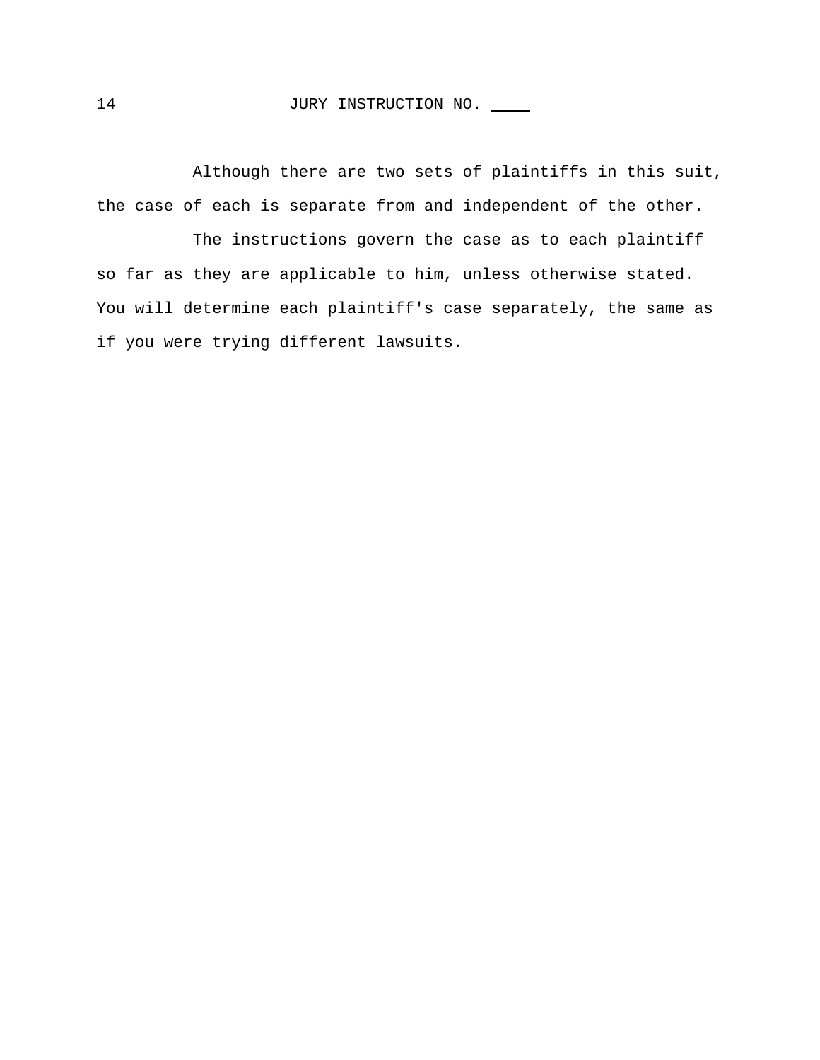JURY INSTRUCTION NO. ____

Although there are two sets of plaintiffs in this suit, the case of each is separate from and independent of the other.

The instructions govern the case as to each plaintiff so far as they are applicable to him, unless otherwise stated. You will determine each plaintiff's case separately, the same as if you were trying different lawsuits.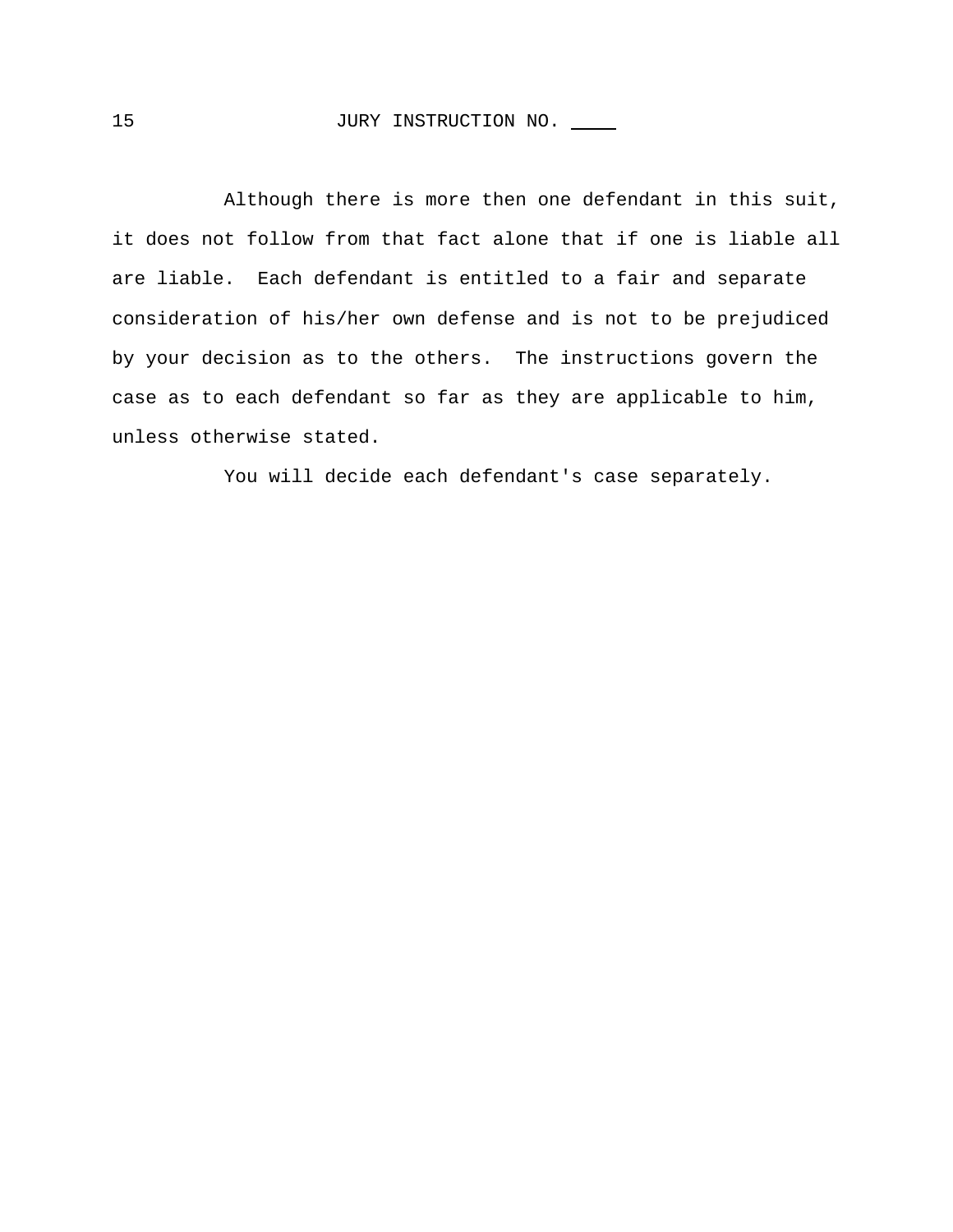## JURY INSTRUCTION NO. ____

Although there is more then one defendant in this suit, it does not follow from that fact alone that if one is liable all are liable. Each defendant is entitled to a fair and separate consideration of his/her own defense and is not to be prejudiced by your decision as to the others. The instructions govern the case as to each defendant so far as they are applicable to him, unless otherwise stated.

You will decide each defendant's case separately.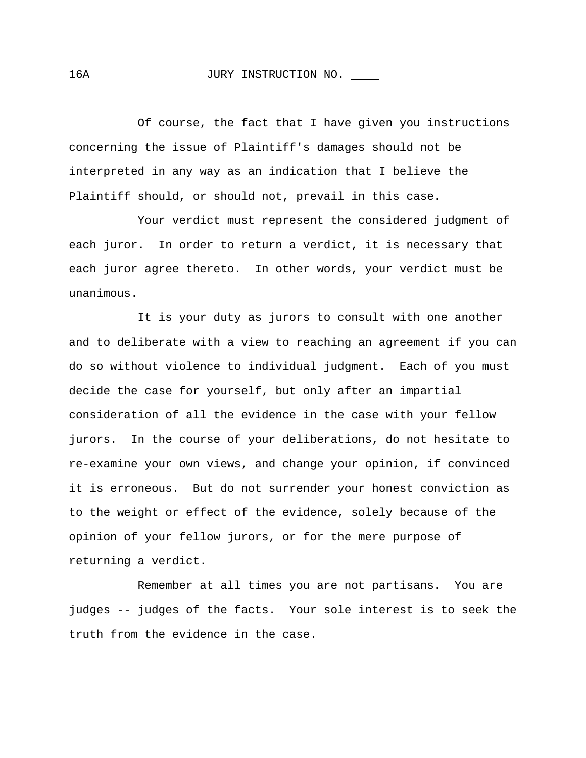16A JURY INSTRUCTION NO. ____

Of course, the fact that I have given you instructions concerning the issue of Plaintiff's damages should not be interpreted in any way as an indication that I believe the Plaintiff should, or should not, prevail in this case.

Your verdict must represent the considered judgment of each juror. In order to return a verdict, it is necessary that each juror agree thereto. In other words, your verdict must be unanimous.

It is your duty as jurors to consult with one another and to deliberate with a view to reaching an agreement if you can do so without violence to individual judgment. Each of you must decide the case for yourself, but only after an impartial consideration of all the evidence in the case with your fellow jurors. In the course of your deliberations, do not hesitate to re-examine your own views, and change your opinion, if convinced it is erroneous. But do not surrender your honest conviction as to the weight or effect of the evidence, solely because of the opinion of your fellow jurors, or for the mere purpose of returning a verdict.

Remember at all times you are not partisans. You are judges -- judges of the facts. Your sole interest is to seek the truth from the evidence in the case.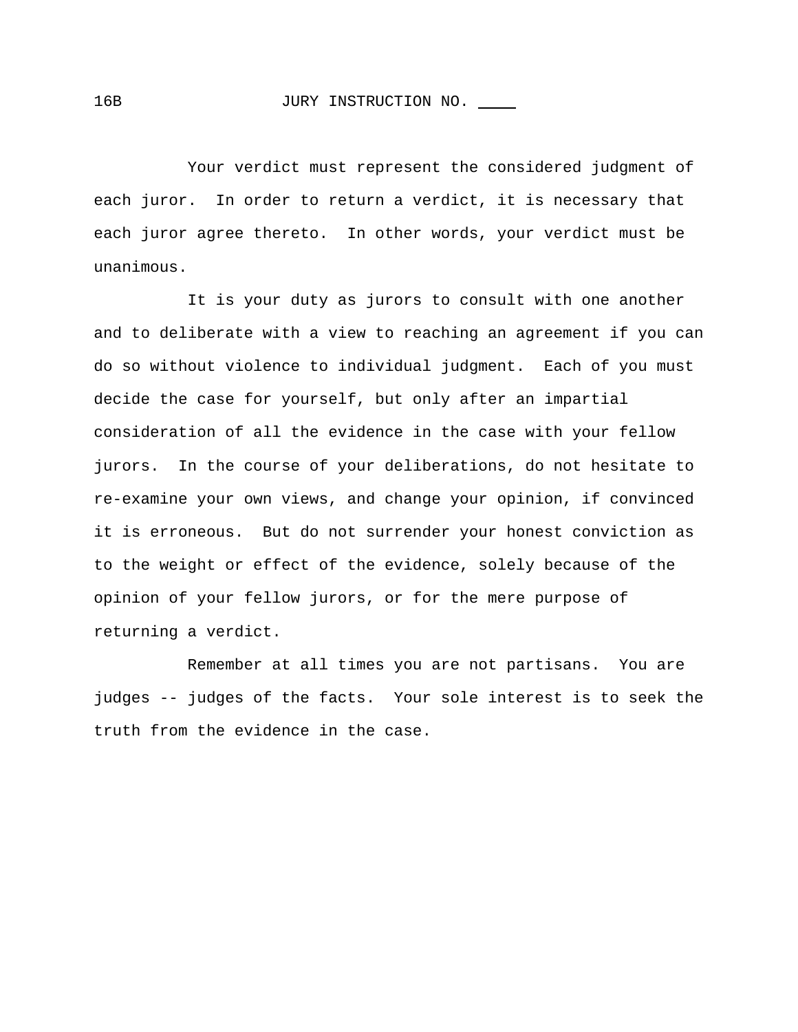16B JURY INSTRUCTION NO. ____

Your verdict must represent the considered judgment of each juror. In order to return a verdict, it is necessary that each juror agree thereto. In other words, your verdict must be unanimous.

It is your duty as jurors to consult with one another and to deliberate with a view to reaching an agreement if you can do so without violence to individual judgment. Each of you must decide the case for yourself, but only after an impartial consideration of all the evidence in the case with your fellow jurors. In the course of your deliberations, do not hesitate to re-examine your own views, and change your opinion, if convinced it is erroneous. But do not surrender your honest conviction as to the weight or effect of the evidence, solely because of the opinion of your fellow jurors, or for the mere purpose of returning a verdict.

Remember at all times you are not partisans. You are judges -- judges of the facts. Your sole interest is to seek the truth from the evidence in the case.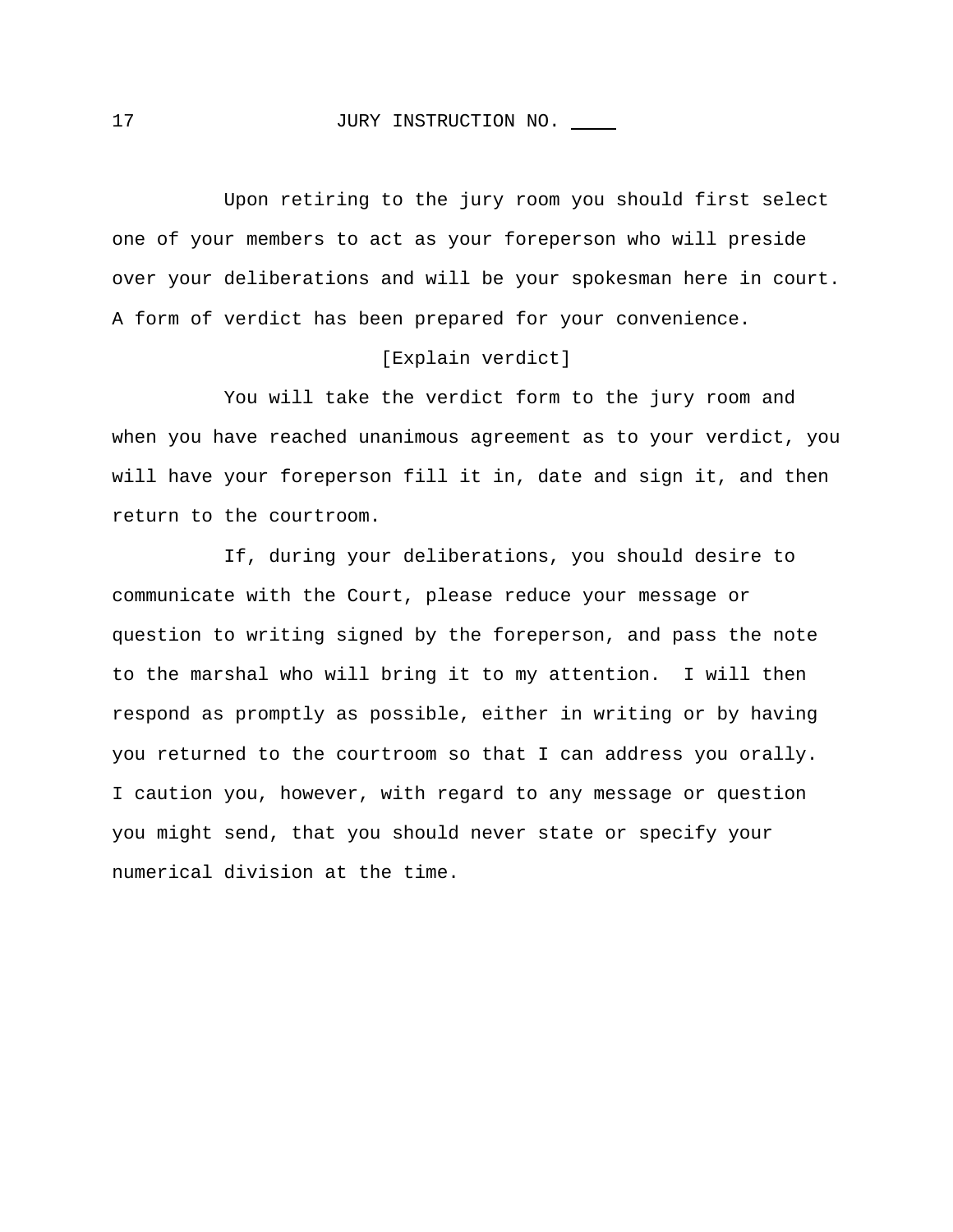# JURY INSTRUCTION NO. ____

Upon retiring to the jury room you should first select one of your members to act as your foreperson who will preside over your deliberations and will be your spokesman here in court. A form of verdict has been prepared for your convenience.

[Explain verdict]

You will take the verdict form to the jury room and when you have reached unanimous agreement as to your verdict, you will have your foreperson fill it in, date and sign it, and then return to the courtroom.

If, during your deliberations, you should desire to communicate with the Court, please reduce your message or question to writing signed by the foreperson, and pass the note to the marshal who will bring it to my attention. I will then respond as promptly as possible, either in writing or by having you returned to the courtroom so that I can address you orally. I caution you, however, with regard to any message or question you might send, that you should never state or specify your numerical division at the time.